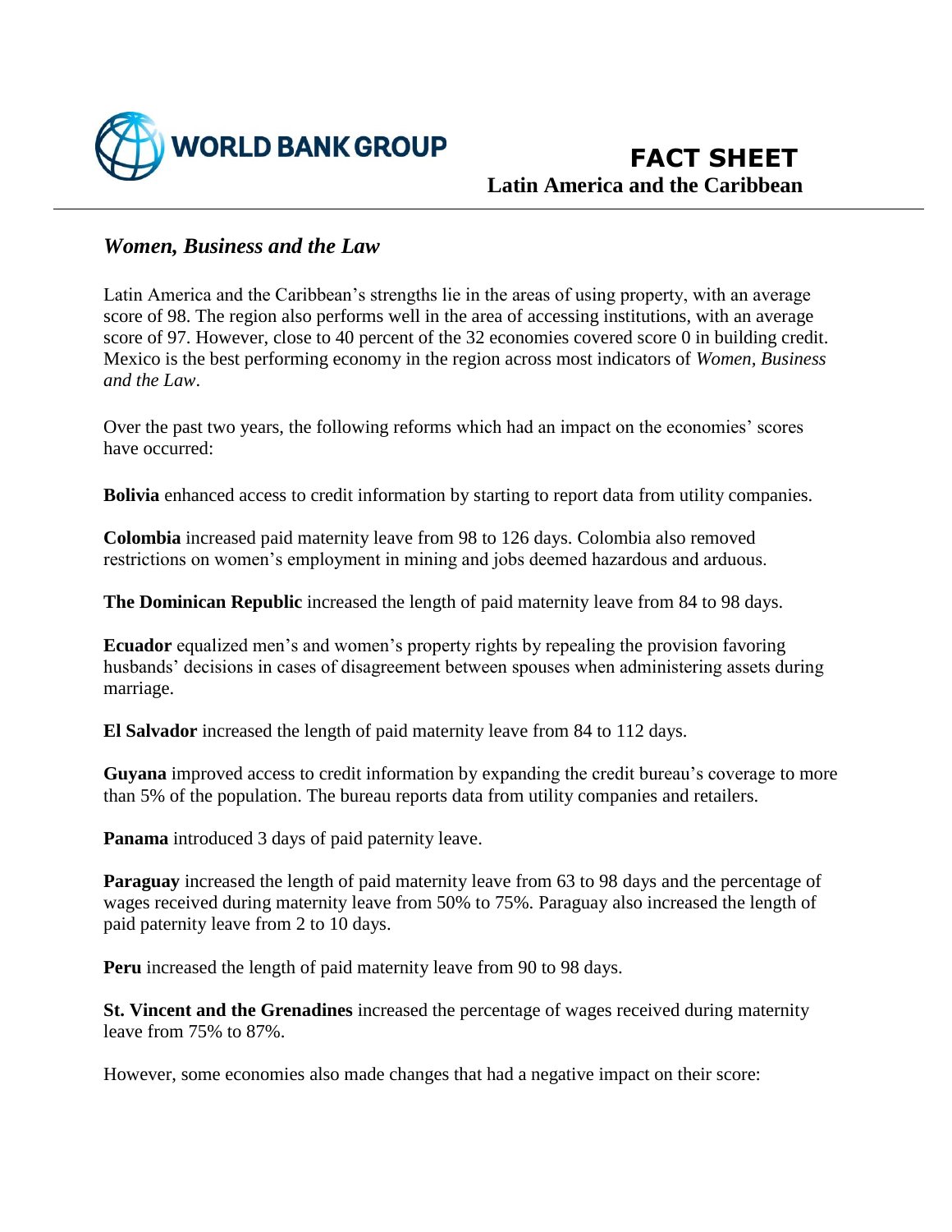# FACT SHEET
## Latin America and the Caribbean

### *Women, Business and the Law*

Latin America and the Caribbean's strengths lie in the areas of using property, with an average score of 98. The region also performs well in the area of accessing institutions, with an average score of 97. However, close to 40 percent of the 32 economies covered score 0 in building credit. Mexico is the best performing economy in the region across most indicators of *Women, Business and the Law*.

Over the past two years, the following reforms which had an impact on the economies' scores have occurred:

**Bolivia** enhanced access to credit information by starting to report data from utility companies.

**Colombia** increased paid maternity leave from 98 to 126 days. Colombia also removed restrictions on women's employment in mining and jobs deemed hazardous and arduous.

**The Dominican Republic** increased the length of paid maternity leave from 84 to 98 days.

**Ecuador** equalized men's and women's property rights by repealing the provision favoring husbands' decisions in cases of disagreement between spouses when administering assets during marriage.

**El Salvador** increased the length of paid maternity leave from 84 to 112 days.

**Guyana** improved access to credit information by expanding the credit bureau's coverage to more than 5% of the population. The bureau reports data from utility companies and retailers.

**Panama** introduced 3 days of paid paternity leave.

**Paraguay** increased the length of paid maternity leave from 63 to 98 days and the percentage of wages received during maternity leave from 50% to 75%. Paraguay also increased the length of paid paternity leave from 2 to 10 days.

**Peru** increased the length of paid maternity leave from 90 to 98 days.

**St. Vincent and the Grenadines** increased the percentage of wages received during maternity leave from 75% to 87%.

However, some economies also made changes that had a negative impact on their score: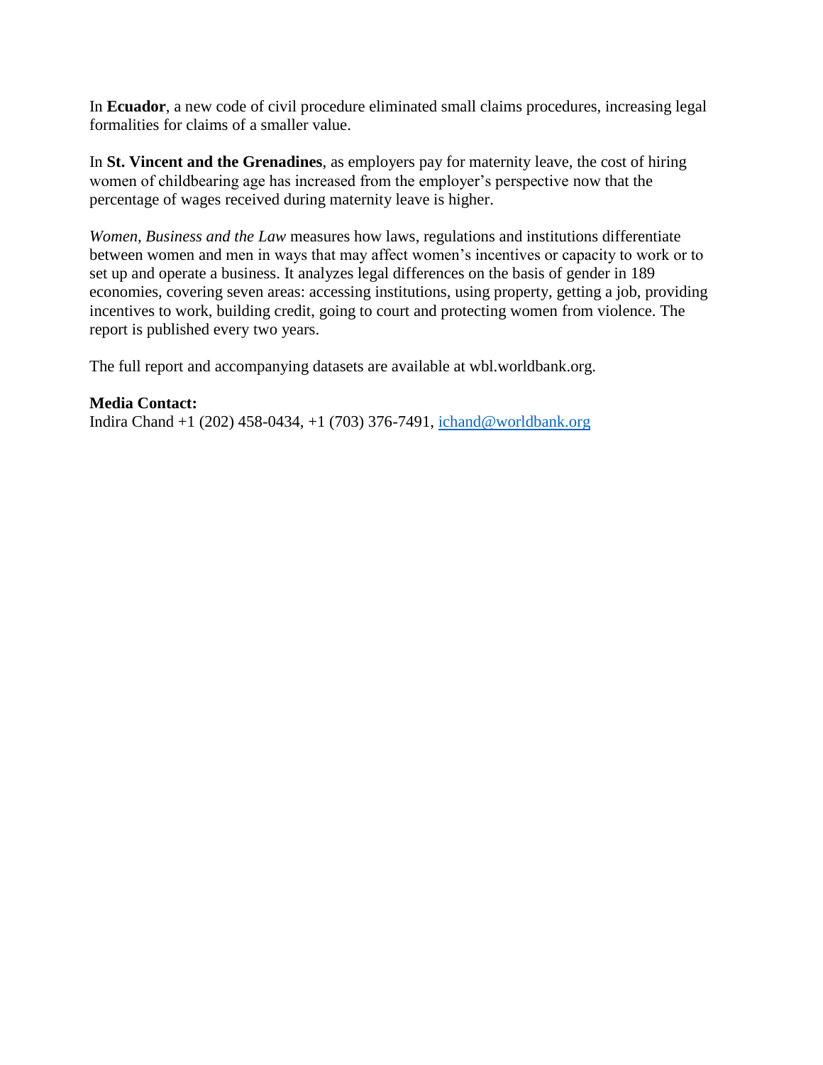In **Ecuador**, a new code of civil procedure eliminated small claims procedures, increasing legal formalities for claims of a smaller value.

In **St. Vincent and the Grenadines**, as employers pay for maternity leave, the cost of hiring women of childbearing age has increased from the employer's perspective now that the percentage of wages received during maternity leave is higher.

*Women, Business and the Law* measures how laws, regulations and institutions differentiate between women and men in ways that may affect women's incentives or capacity to work or to set up and operate a business. It analyzes legal differences on the basis of gender in 189 economies, covering seven areas: accessing institutions, using property, getting a job, providing incentives to work, building credit, going to court and protecting women from violence. The report is published every two years.

The full report and accompanying datasets are available at wbl.worldbank.org.

**Media Contact:**
Indira Chand +1 (202) 458-0434, +1 (703) 376-7491, ichand@worldbank.org